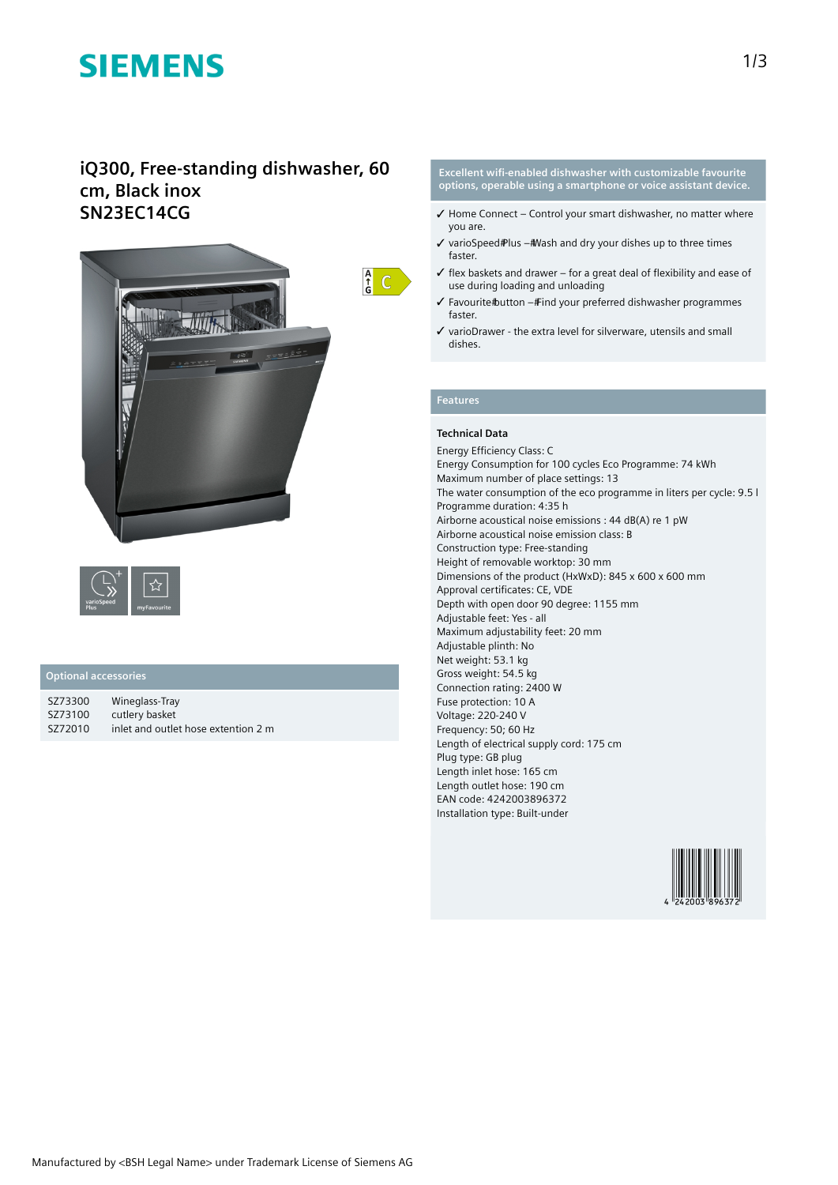# SIEMENS

## iQ300, Free-standing dishwasher, 60 cm, Black inox SN23EC14CG

**Excellent wifi-enabled dishwasher with customizable favourite options, operable using a smartphone or voice assistant device.**

- ✓ Home Connect – Control your smart dishwasher, no matter where you are.
- ✓ varioSpeed Plus – Wash and dry your dishes up to three times faster.
- ✓ flex baskets and drawer – for a great deal of flexibility and ease of use during loading and unloading
- ✓ Favourite button – Find your preferred dishwasher programmes faster.
- ✓ varioDrawer - the extra level for silverware, utensils and small dishes.

### Optional accessories

| | |
|---|---|
| SZ73300 | Wineglass-Tray |
| SZ73100 | cutlery basket |
| SZ72010 | inlet and outlet hose extention 2 m |

### Features

**Technical Data**

Energy Efficiency Class: C
Energy Consumption for 100 cycles Eco Programme: 74 kWh
Maximum number of place settings: 13
The water consumption of the eco programme in liters per cycle: 9.5 l
Programme duration: 4:35 h
Airborne acoustical noise emissions : 44 dB(A) re 1 pW
Airborne acoustical noise emission class: B
Construction type: Free-standing
Height of removable worktop: 30 mm
Dimensions of the product (HxWxD): 845 x 600 x 600 mm
Approval certificates: CE, VDE
Depth with open door 90 degree: 1155 mm
Adjustable feet: Yes - all
Maximum adjustability feet: 20 mm
Adjustable plinth: No
Net weight: 53.1 kg
Gross weight: 54.5 kg
Connection rating: 2400 W
Fuse protection: 10 A
Voltage: 220-240 V
Frequency: 50; 60 Hz
Length of electrical supply cord: 175 cm
Plug type: GB plug
Length inlet hose: 165 cm
Length outlet hose: 190 cm
EAN code: 4242003896372
Installation type: Built-under

Manufactured by <BSH Legal Name> under Trademark License of Siemens AG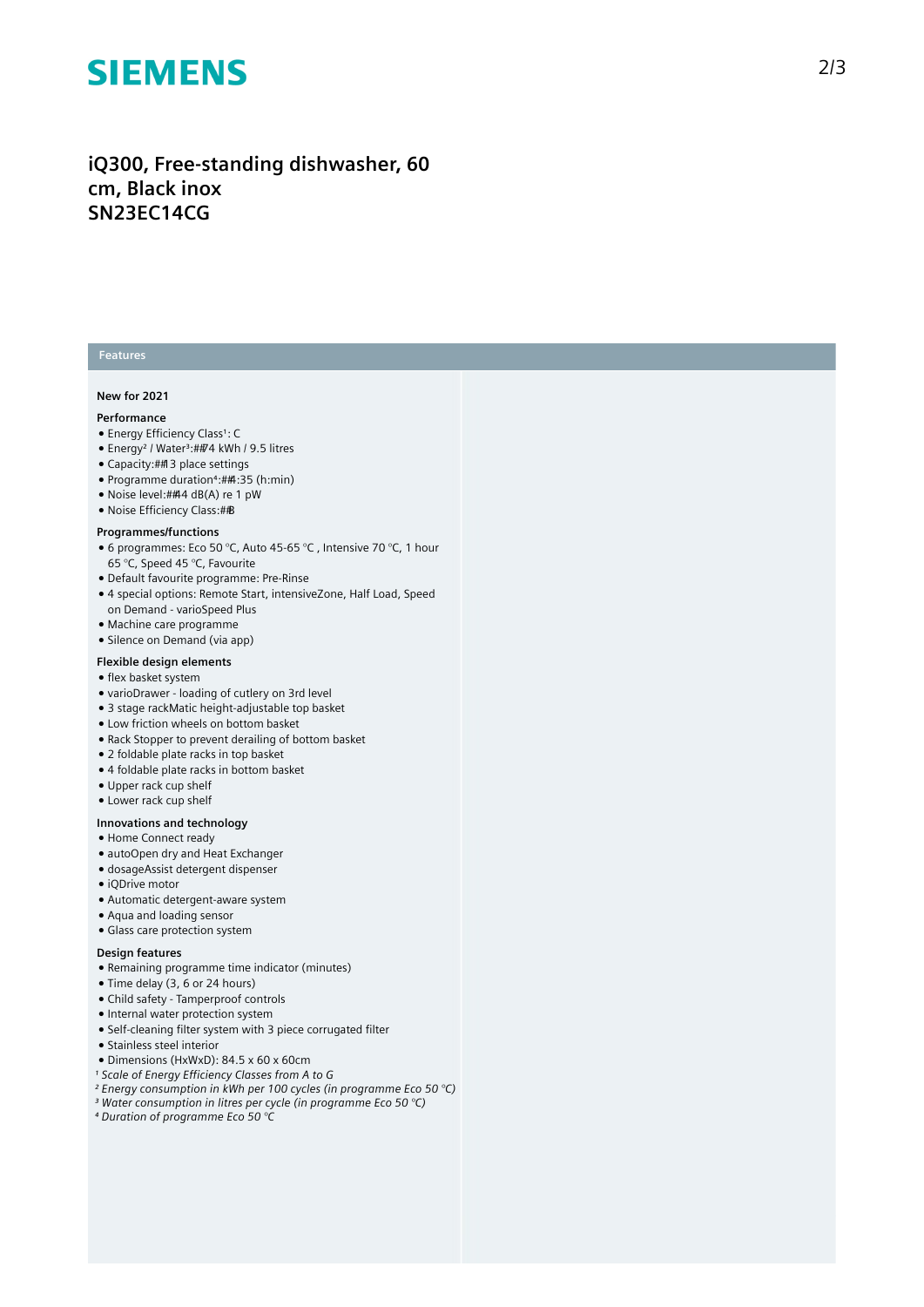# iQ300, Free-standing dishwasher, 60 cm, Black inox
# SN23EC14CG

## Features

### New for 2021

#### Performance

- Energy Efficiency Class[1]: C
- Energy[2] / Water[3]:##74 kWh / 9.5 litres
- Capacity:##13 place settings
- Programme duration[4]:##4:35 (h:min)
- Noise level:##44 dB(A) re 1 pW
- Noise Efficiency Class:##B

#### Programmes/functions

- 6 programmes: Eco 50 °C, Auto 45-65 °C , Intensive 70 °C, 1 hour 65 °C, Speed 45 °C, Favourite
- Default favourite programme: Pre-Rinse
- 4 special options: Remote Start, intensiveZone, Half Load, Speed on Demand - varioSpeed Plus
- Machine care programme
- Silence on Demand (via app)

#### Flexible design elements

- flex basket system
- varioDrawer - loading of cutlery on 3rd level
- 3 stage rackMatic height-adjustable top basket
- Low friction wheels on bottom basket
- Rack Stopper to prevent derailing of bottom basket
- 2 foldable plate racks in top basket
- 4 foldable plate racks in bottom basket
- Upper rack cup shelf
- Lower rack cup shelf

#### Innovations and technology

- Home Connect ready
- autoOpen dry and Heat Exchanger
- dosageAssist detergent dispenser
- iQDrive motor
- Automatic detergent-aware system
- Aqua and loading sensor
- Glass care protection system

#### Design features

- Remaining programme time indicator (minutes)
- Time delay (3, 6 or 24 hours)
- Child safety - Tamperproof controls
- Internal water protection system
- Self-cleaning filter system with 3 piece corrugated filter
- Stainless steel interior
- Dimensions (HxWxD): 84.5 x 60 x 60cm

*[1] Scale of Energy Efficiency Classes from A to G*
*[2] Energy consumption in kWh per 100 cycles (in programme Eco 50 °C)*
*[3] Water consumption in litres per cycle (in programme Eco 50 °C)*
*[4] Duration of programme Eco 50 °C*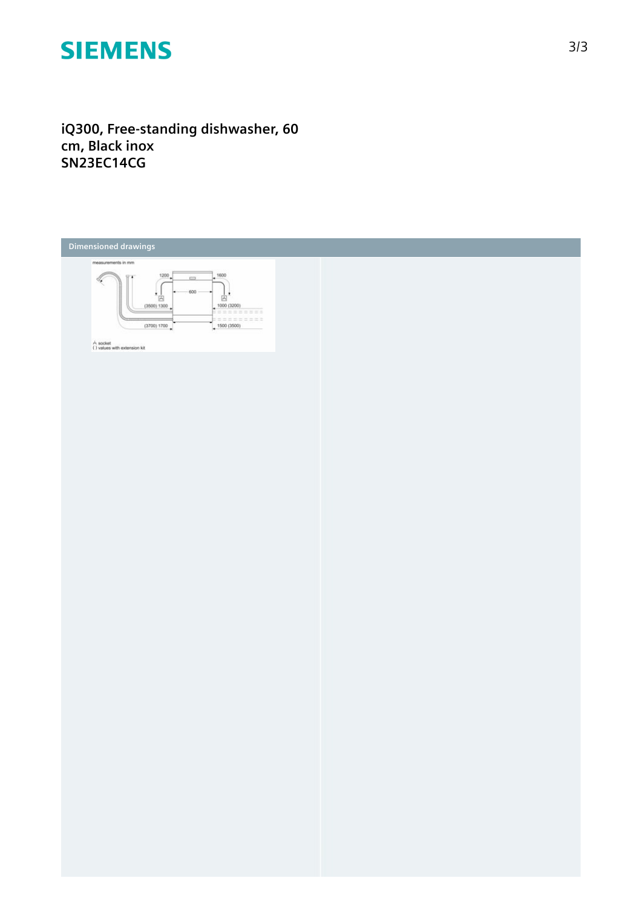# iQ300, Free-standing dishwasher, 60 cm, Black inox
## SN23EC14CG

### Dimensioned drawings

measurements in mm

1200

1600

600

(3500) 1300

1000 (3200)

(3700) 1700

1500 (3500)

socket
( ) values with extension kit